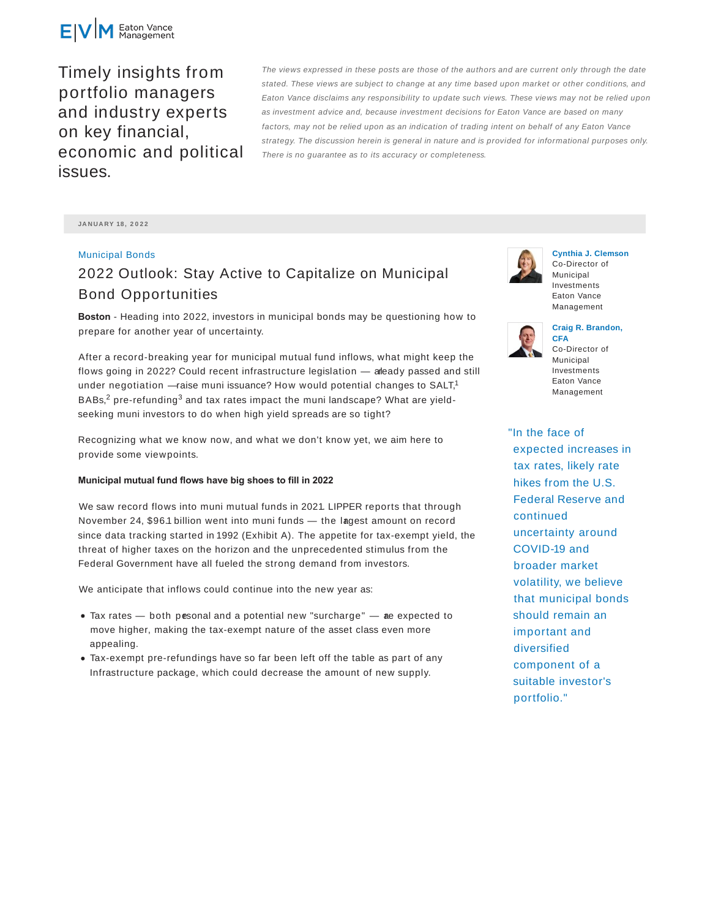Eaton Vance Management

Timely insights from portfolio managers and industry experts on key financial, economic and political issues.

*The views expressed in these posts are those of the authors and are current only through the date stated. These views are subject to change at any time based upon market or other conditions, and Eaton Vance disclaims any responsibility to update such views. These views may not be relied upon as investment advice and, because investment decisions for Eaton Vance are based on many factors, may not be relied upon as an indication of trading intent on behalf of any Eaton Vance strategy. The discussion herein is general in nature and is provided for informational purposes only. There is no guarantee as to its accuracy or completeness.*

JANUARY 18, 2022

Municipal Bonds

# 2022 Outlook: Stay Active to Capitalize on Municipal Bond Opportunities

**Cynthia J. Clemson**
Co-Director of Municipal Investments
Eaton Vance Management

**Craig R. Brandon, CFA**
Co-Director of Municipal Investments
Eaton Vance Management

**Boston** - Heading into 2022, investors in municipal bonds may be questioning how to prepare for another year of uncertainty.

After a record-breaking year for municipal mutual fund inflows, what might keep the flows going in 2022? Could recent infrastructure legislation — already passed and still under negotiation — raise muni issuance? How would potential changes to SALT,[1] BABs,[2] pre-refunding[3] and tax rates impact the muni landscape? What are yield-seeking muni investors to do when high yield spreads are so tight?

Recognizing what we know now, and what we don't know yet, we aim here to provide some viewpoints.

"In the face of expected increases in tax rates, likely rate hikes from the U.S. Federal Reserve and continued uncertainty around COVID-19 and broader market volatility, we believe that municipal bonds should remain an important and diversified component of a suitable investor's portfolio."

**Municipal mutual fund flows have big shoes to fill in 2022**

We saw record flows into muni mutual funds in 2021. LIPPER reports that through November 24, $96.1 billion went into muni funds — the largest amount on record since data tracking started in 1992 (Exhibit A). The appetite for tax-exempt yield, the threat of higher taxes on the horizon and the unprecedented stimulus from the Federal Government have all fueled the strong demand from investors.

We anticipate that inflows could continue into the new year as:

- Tax rates — both personal and a potential new "surcharge" — are expected to move higher, making the tax-exempt nature of the asset class even more appealing.
- Tax-exempt pre-refundings have so far been left off the table as part of any Infrastructure package, which could decrease the amount of new supply.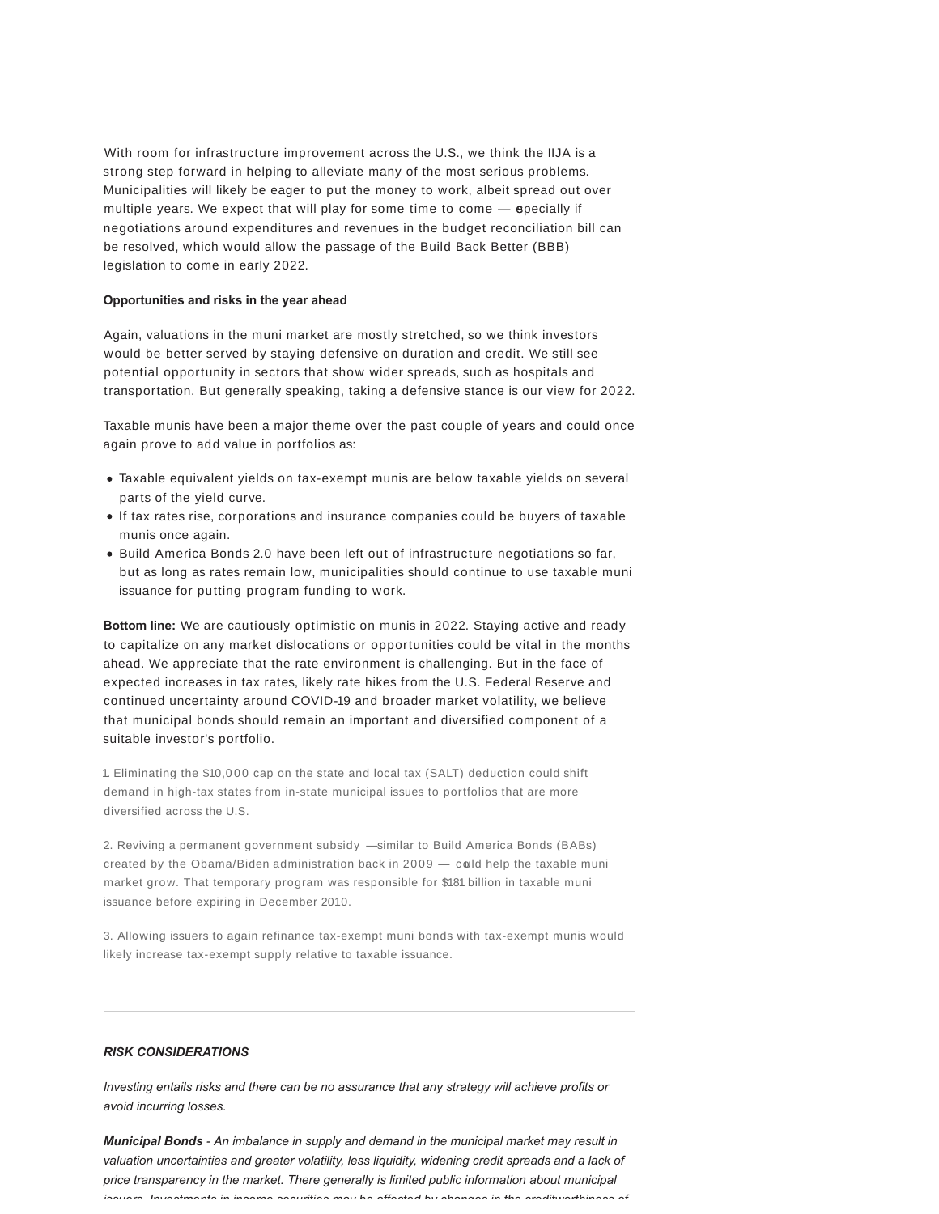With room for infrastructure improvement across the U.S., we think the IIJA is a strong step forward in helping to alleviate many of the most serious problems. Municipalities will likely be eager to put the money to work, albeit spread out over multiple years. We expect that will play for some time to come — especially if negotiations around expenditures and revenues in the budget reconciliation bill can be resolved, which would allow the passage of the Build Back Better (BBB) legislation to come in early 2022.

**Opportunities and risks in the year ahead**

Again, valuations in the muni market are mostly stretched, so we think investors would be better served by staying defensive on duration and credit. We still see potential opportunity in sectors that show wider spreads, such as hospitals and transportation. But generally speaking, taking a defensive stance is our view for 2022.

Taxable munis have been a major theme over the past couple of years and could once again prove to add value in portfolios as:

- Taxable equivalent yields on tax-exempt munis are below taxable yields on several parts of the yield curve.
- If tax rates rise, corporations and insurance companies could be buyers of taxable munis once again.
- Build America Bonds 2.0 have been left out of infrastructure negotiations so far, but as long as rates remain low, municipalities should continue to use taxable muni issuance for putting program funding to work.

**Bottom line:** We are cautiously optimistic on munis in 2022. Staying active and ready to capitalize on any market dislocations or opportunities could be vital in the months ahead. We appreciate that the rate environment is challenging. But in the face of expected increases in tax rates, likely rate hikes from the U.S. Federal Reserve and continued uncertainty around COVID-19 and broader market volatility, we believe that municipal bonds should remain an important and diversified component of a suitable investor's portfolio.

1. Eliminating the $10,000 cap on the state and local tax (SALT) deduction could shift demand in high-tax states from in-state municipal issues to portfolios that are more diversified across the U.S.

2. Reviving a permanent government subsidy —similar to Build America Bonds (BABs) created by the Obama/Biden administration back in 2009 — could help the taxable muni market grow. That temporary program was responsible for $181 billion in taxable muni issuance before expiring in December 2010.

3. Allowing issuers to again refinance tax-exempt muni bonds with tax-exempt munis would likely increase tax-exempt supply relative to taxable issuance.

---

***RISK CONSIDERATIONS***

*Investing entails risks and there can be no assurance that any strategy will achieve profits or avoid incurring losses.*

***Municipal Bonds*** *- An imbalance in supply and demand in the municipal market may result in valuation uncertainties and greater volatility, less liquidity, widening credit spreads and a lack of price transparency in the market. There generally is limited public information about municipal issuers. Investments in income securities may be affected by changes in the creditworthiness of*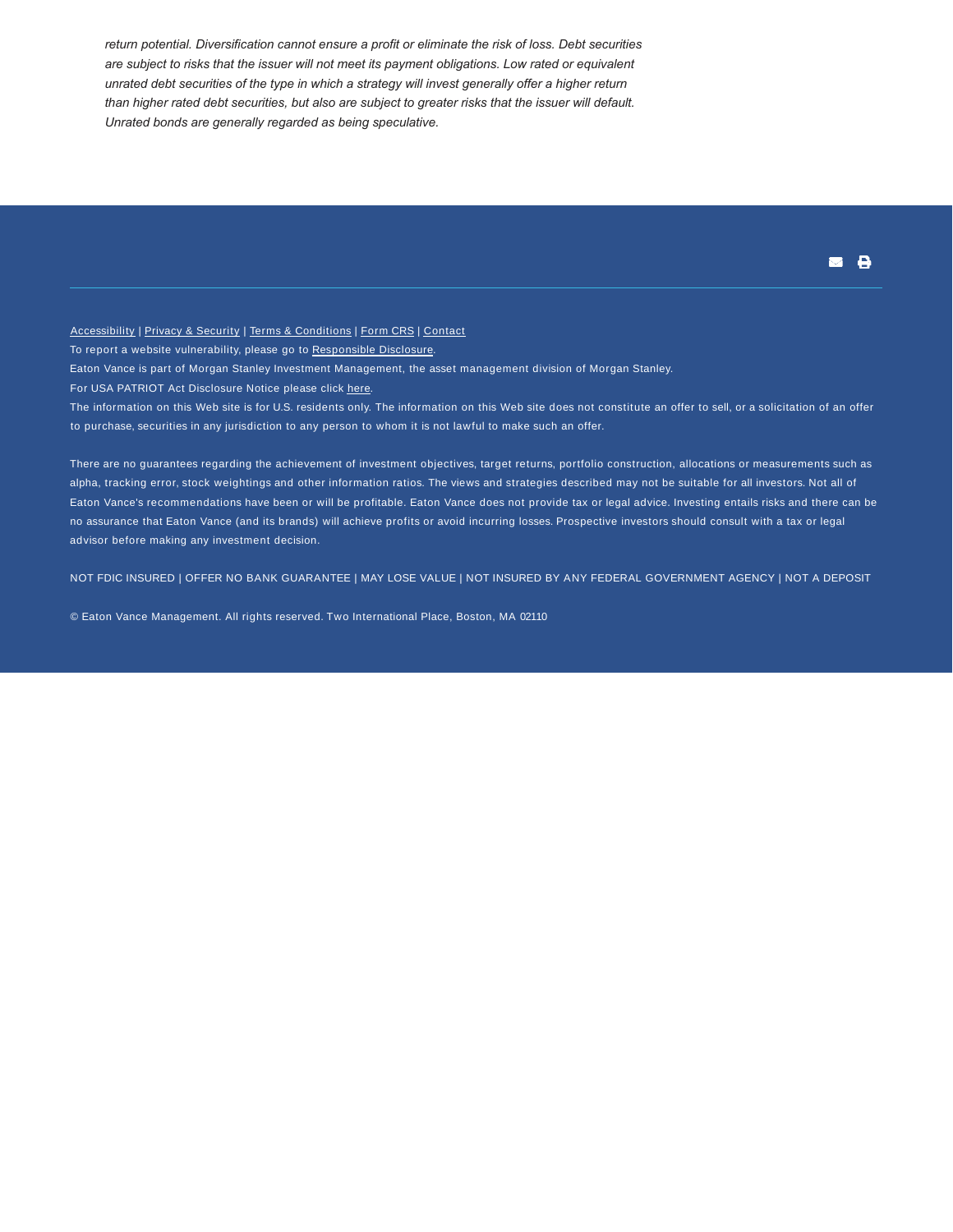*return potential. Diversification cannot ensure a profit or eliminate the risk of loss. Debt securities are subject to risks that the issuer will not meet its payment obligations. Low rated or equivalent unrated debt securities of the type in which a strategy will invest generally offer a higher return than higher rated debt securities, but also are subject to greater risks that the issuer will default. Unrated bonds are generally regarded as being speculative.*

---

Accessibility | Privacy & Security | Terms & Conditions | Form CRS | Contact

To report a website vulnerability, please go to Responsible Disclosure.

Eaton Vance is part of Morgan Stanley Investment Management, the asset management division of Morgan Stanley.

For USA PATRIOT Act Disclosure Notice please click here.

The information on this Web site is for U.S. residents only. The information on this Web site does not constitute an offer to sell, or a solicitation of an offer to purchase, securities in any jurisdiction to any person to whom it is not lawful to make such an offer.

There are no guarantees regarding the achievement of investment objectives, target returns, portfolio construction, allocations or measurements such as alpha, tracking error, stock weightings and other information ratios. The views and strategies described may not be suitable for all investors. Not all of Eaton Vance's recommendations have been or will be profitable. Eaton Vance does not provide tax or legal advice. Investing entails risks and there can be no assurance that Eaton Vance (and its brands) will achieve profits or avoid incurring losses. Prospective investors should consult with a tax or legal advisor before making any investment decision.

NOT FDIC INSURED | OFFER NO BANK GUARANTEE | MAY LOSE VALUE | NOT INSURED BY ANY FEDERAL GOVERNMENT AGENCY | NOT A DEPOSIT

© Eaton Vance Management. All rights reserved. Two International Place, Boston, MA 02110